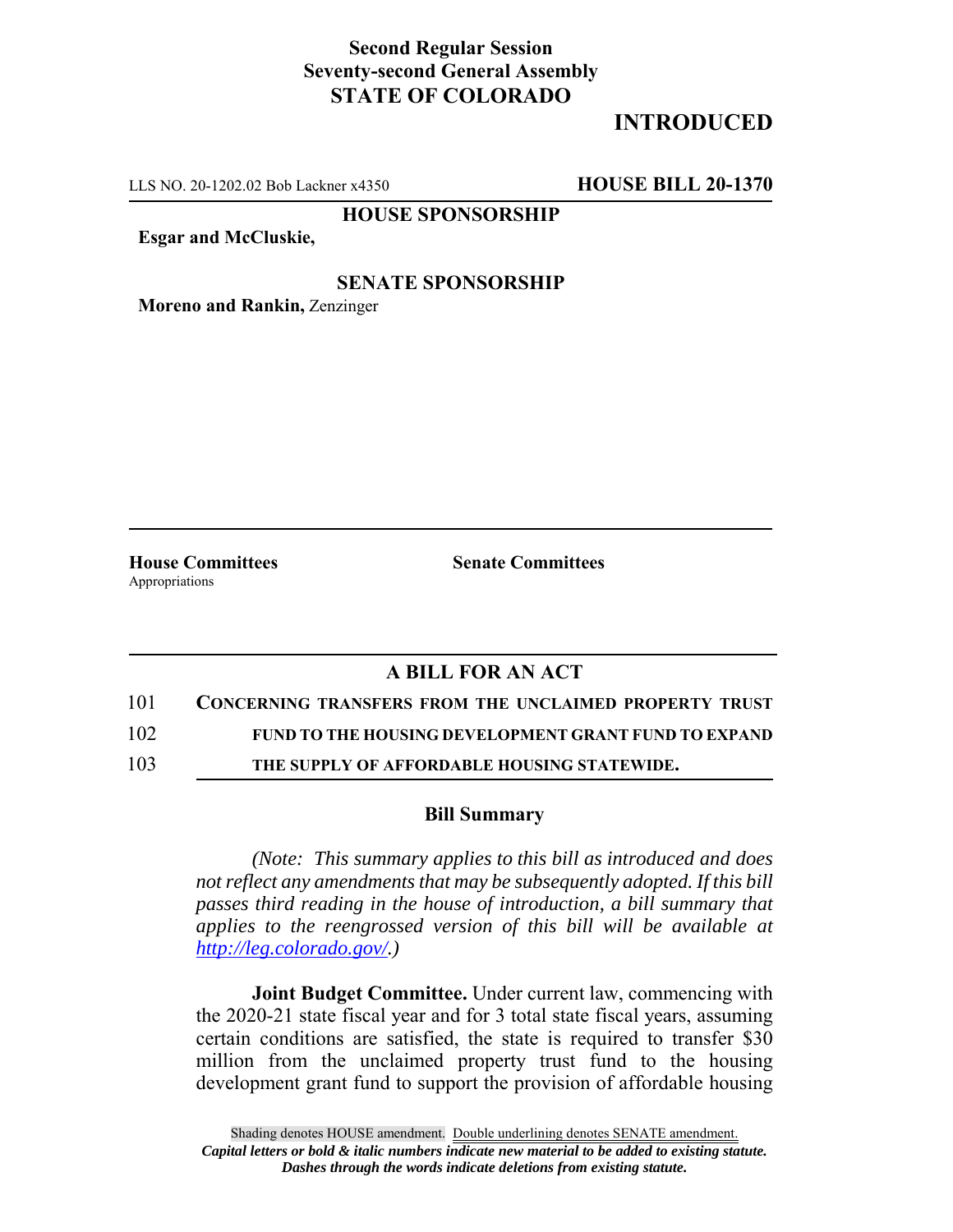**Second Regular Session**
**Seventy-second General Assembly**
**STATE OF COLORADO**

**INTRODUCED**

LLS NO. 20-1202.02 Bob Lackner x4350 **HOUSE BILL 20-1370**

**HOUSE SPONSORSHIP**

**Esgar and McCluskie,**

**SENATE SPONSORSHIP**

**Moreno and Rankin,** Zenzinger

**House Committees**
Appropriations

**Senate Committees**

## A BILL FOR AN ACT

101 **CONCERNING TRANSFERS FROM THE UNCLAIMED PROPERTY TRUST**
102 **FUND TO THE HOUSING DEVELOPMENT GRANT FUND TO EXPAND**
103 **THE SUPPLY OF AFFORDABLE HOUSING STATEWIDE.**

### Bill Summary

*(Note: This summary applies to this bill as introduced and does not reflect any amendments that may be subsequently adopted. If this bill passes third reading in the house of introduction, a bill summary that applies to the reengrossed version of this bill will be available at http://leg.colorado.gov/.)*

**Joint Budget Committee.** Under current law, commencing with the 2020-21 state fiscal year and for 3 total state fiscal years, assuming certain conditions are satisfied, the state is required to transfer $30 million from the unclaimed property trust fund to the housing development grant fund to support the provision of affordable housing

Shading denotes HOUSE amendment. Double underlining denotes SENATE amendment.
*Capital letters or bold & italic numbers indicate new material to be added to existing statute.*
*Dashes through the words indicate deletions from existing statute.*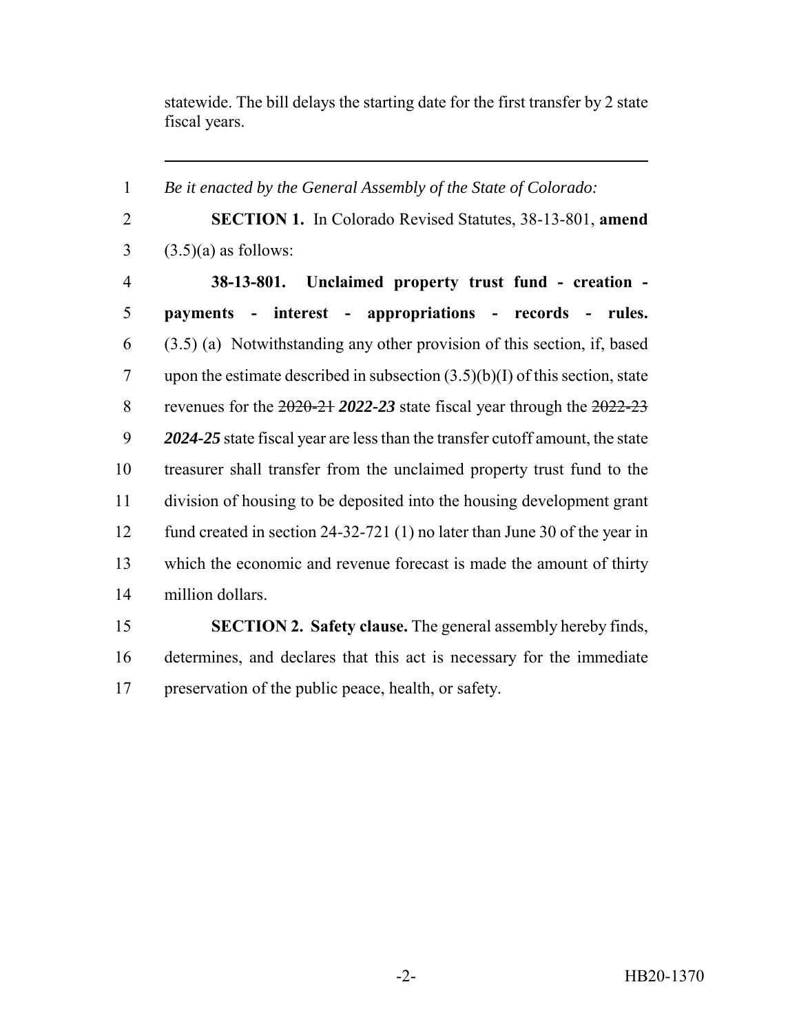statewide. The bill delays the starting date for the first transfer by 2 state fiscal years.

---

*Be it enacted by the General Assembly of the State of Colorado:*

**SECTION 1.** In Colorado Revised Statutes, 38-13-801, **amend** (3.5)(a) as follows:

**38-13-801. Unclaimed property trust fund - creation - payments - interest - appropriations - records - rules.** (3.5) (a) Notwithstanding any other provision of this section, if, based upon the estimate described in subsection (3.5)(b)(I) of this section, state revenues for the ~~2020-21~~ ***2022-23*** state fiscal year through the ~~2022-23~~ ***2024-25*** state fiscal year are less than the transfer cutoff amount, the state treasurer shall transfer from the unclaimed property trust fund to the division of housing to be deposited into the housing development grant fund created in section 24-32-721 (1) no later than June 30 of the year in which the economic and revenue forecast is made the amount of thirty million dollars.

**SECTION 2. Safety clause.** The general assembly hereby finds, determines, and declares that this act is necessary for the immediate preservation of the public peace, health, or safety.